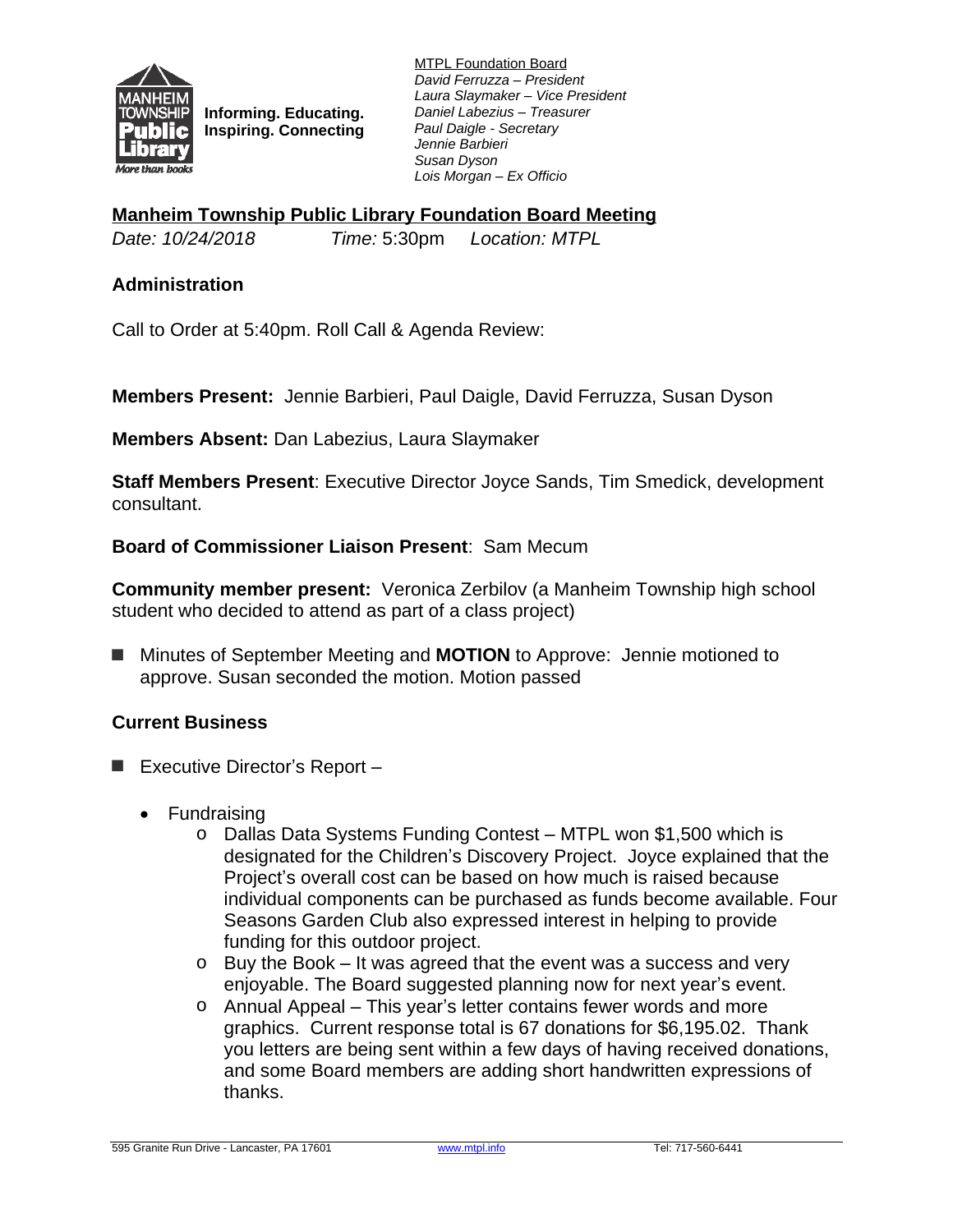**Informing. Educating. Inspiring. Connecting**

MTPL Foundation Board
*David Ferruzza – President*
*Laura Slaymaker – Vice President*
*Daniel Labezius – Treasurer*
*Paul Daigle - Secretary*
*Jennie Barbieri*
*Susan Dyson*
*Lois Morgan – Ex Officio*

## Manheim Township Public Library Foundation Board Meeting

*Date: 10/24/2018* *Time:* 5:30pm *Location: MTPL*

### Administration

Call to Order at 5:40pm. Roll Call & Agenda Review:

**Members Present:** Jennie Barbieri, Paul Daigle, David Ferruzza, Susan Dyson

**Members Absent:** Dan Labezius, Laura Slaymaker

**Staff Members Present**: Executive Director Joyce Sands, Tim Smedick, development consultant.

**Board of Commissioner Liaison Present**: Sam Mecum

**Community member present:** Veronica Zerbilov (a Manheim Township high school student who decided to attend as part of a class project)

- Minutes of September Meeting and **MOTION** to Approve: Jennie motioned to approve. Susan seconded the motion. Motion passed

### Current Business

- Executive Director's Report –
  - Fundraising
    - Dallas Data Systems Funding Contest – MTPL won $1,500 which is designated for the Children's Discovery Project. Joyce explained that the Project's overall cost can be based on how much is raised because individual components can be purchased as funds become available. Four Seasons Garden Club also expressed interest in helping to provide funding for this outdoor project.
    - Buy the Book – It was agreed that the event was a success and very enjoyable. The Board suggested planning now for next year's event.
    - Annual Appeal – This year's letter contains fewer words and more graphics. Current response total is 67 donations for $6,195.02. Thank you letters are being sent within a few days of having received donations, and some Board members are adding short handwritten expressions of thanks.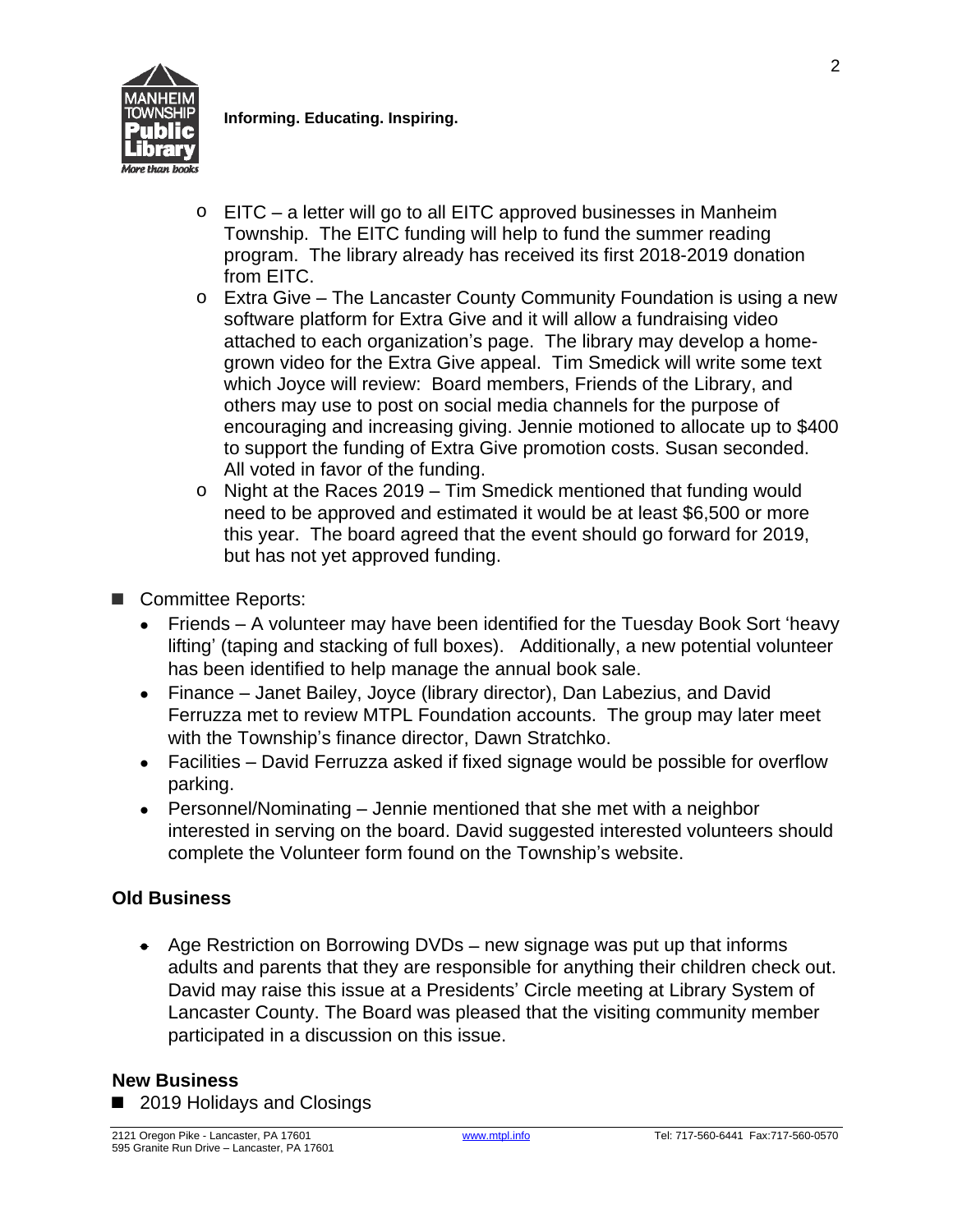- EITC – a letter will go to all EITC approved businesses in Manheim Township. The EITC funding will help to fund the summer reading program. The library already has received its first 2018-2019 donation from EITC.
- Extra Give – The Lancaster County Community Foundation is using a new software platform for Extra Give and it will allow a fundraising video attached to each organization's page. The library may develop a home-grown video for the Extra Give appeal. Tim Smedick will write some text which Joyce will review: Board members, Friends of the Library, and others may use to post on social media channels for the purpose of encouraging and increasing giving. Jennie motioned to allocate up to $400 to support the funding of Extra Give promotion costs. Susan seconded. All voted in favor of the funding.
- Night at the Races 2019 – Tim Smedick mentioned that funding would need to be approved and estimated it would be at least $6,500 or more this year. The board agreed that the event should go forward for 2019, but has not yet approved funding.

- Committee Reports:
  - Friends – A volunteer may have been identified for the Tuesday Book Sort 'heavy lifting' (taping and stacking of full boxes). Additionally, a new potential volunteer has been identified to help manage the annual book sale.
  - Finance – Janet Bailey, Joyce (library director), Dan Labezius, and David Ferruzza met to review MTPL Foundation accounts. The group may later meet with the Township's finance director, Dawn Stratchko.
  - Facilities – David Ferruzza asked if fixed signage would be possible for overflow parking.
  - Personnel/Nominating – Jennie mentioned that she met with a neighbor interested in serving on the board. David suggested interested volunteers should complete the Volunteer form found on the Township's website.

### Old Business

- Age Restriction on Borrowing DVDs – new signage was put up that informs adults and parents that they are responsible for anything their children check out. David may raise this issue at a Presidents' Circle meeting at Library System of Lancaster County. The Board was pleased that the visiting community member participated in a discussion on this issue.

### New Business

- 2019 Holidays and Closings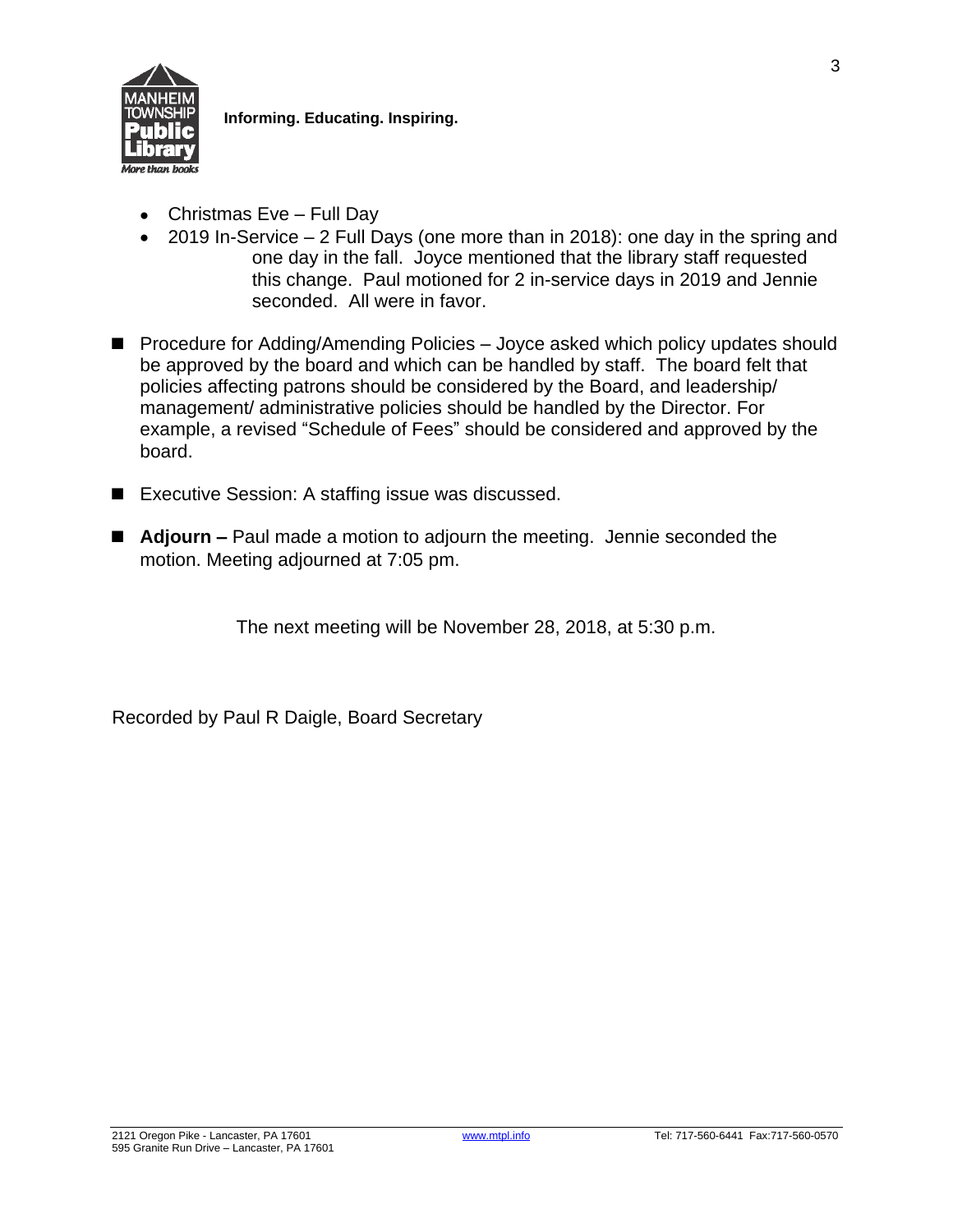**Informing. Educating. Inspiring.**

- Christmas Eve – Full Day
- 2019 In-Service – 2 Full Days (one more than in 2018): one day in the spring and one day in the fall. Joyce mentioned that the library staff requested this change. Paul motioned for 2 in-service days in 2019 and Jennie seconded. All were in favor.

- Procedure for Adding/Amending Policies – Joyce asked which policy updates should be approved by the board and which can be handled by staff. The board felt that policies affecting patrons should be considered by the Board, and leadership/ management/ administrative policies should be handled by the Director. For example, a revised "Schedule of Fees" should be considered and approved by the board.

- Executive Session: A staffing issue was discussed.

- **Adjourn –** Paul made a motion to adjourn the meeting. Jennie seconded the motion. Meeting adjourned at 7:05 pm.

The next meeting will be November 28, 2018, at 5:30 p.m.

Recorded by Paul R Daigle, Board Secretary

2121 Oregon Pike - Lancaster, PA 17601
595 Granite Run Drive – Lancaster, PA 17601
www.mtpl.info
Tel: 717-560-6441 Fax:717-560-0570